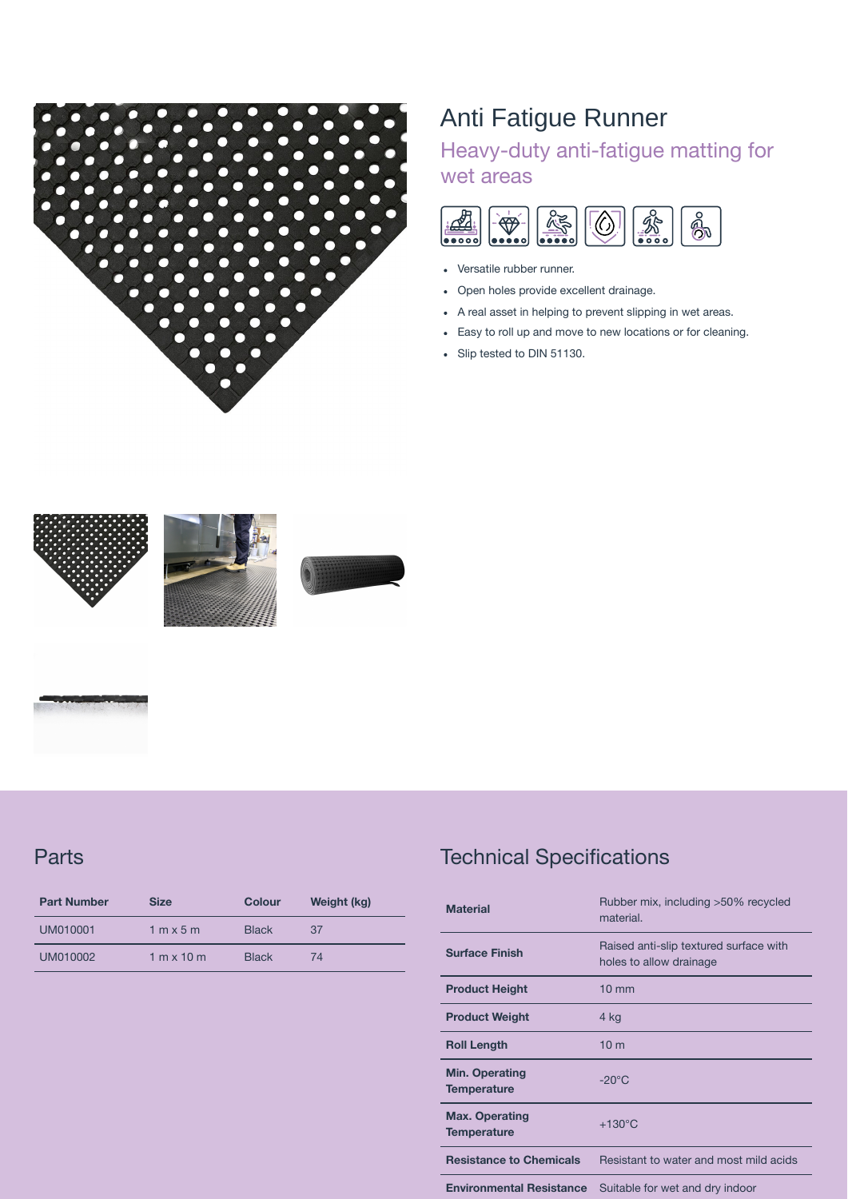# Anti Fatigue Runner

## Heavy-duty anti-fatigue matting for wet areas

- Versatile rubber runner.
- Open holes provide excellent drainage.
- A real asset in helping to prevent slipping in wet areas.
- Easy to roll up and move to new locations or for cleaning.
- Slip tested to DIN 51130.

## Parts

| Part Number | Size | Colour | Weight (kg) |
|---|---|---|---|
| UM010001 | 1 m x 5 m | Black | 37 |
| UM010002 | 1 m x 10 m | Black | 74 |

## Technical Specifications

| | |
|---|---|
| **Material** | Rubber mix, including >50% recycled material. |
| **Surface Finish** | Raised anti-slip textured surface with holes to allow drainage |
| **Product Height** | 10 mm |
| **Product Weight** | 4 kg |
| **Roll Length** | 10 m |
| **Min. Operating Temperature** | -20°C |
| **Max. Operating Temperature** | +130°C |
| **Resistance to Chemicals** | Resistant to water and most mild acids |
| **Environmental Resistance** | Suitable for wet and dry indoor |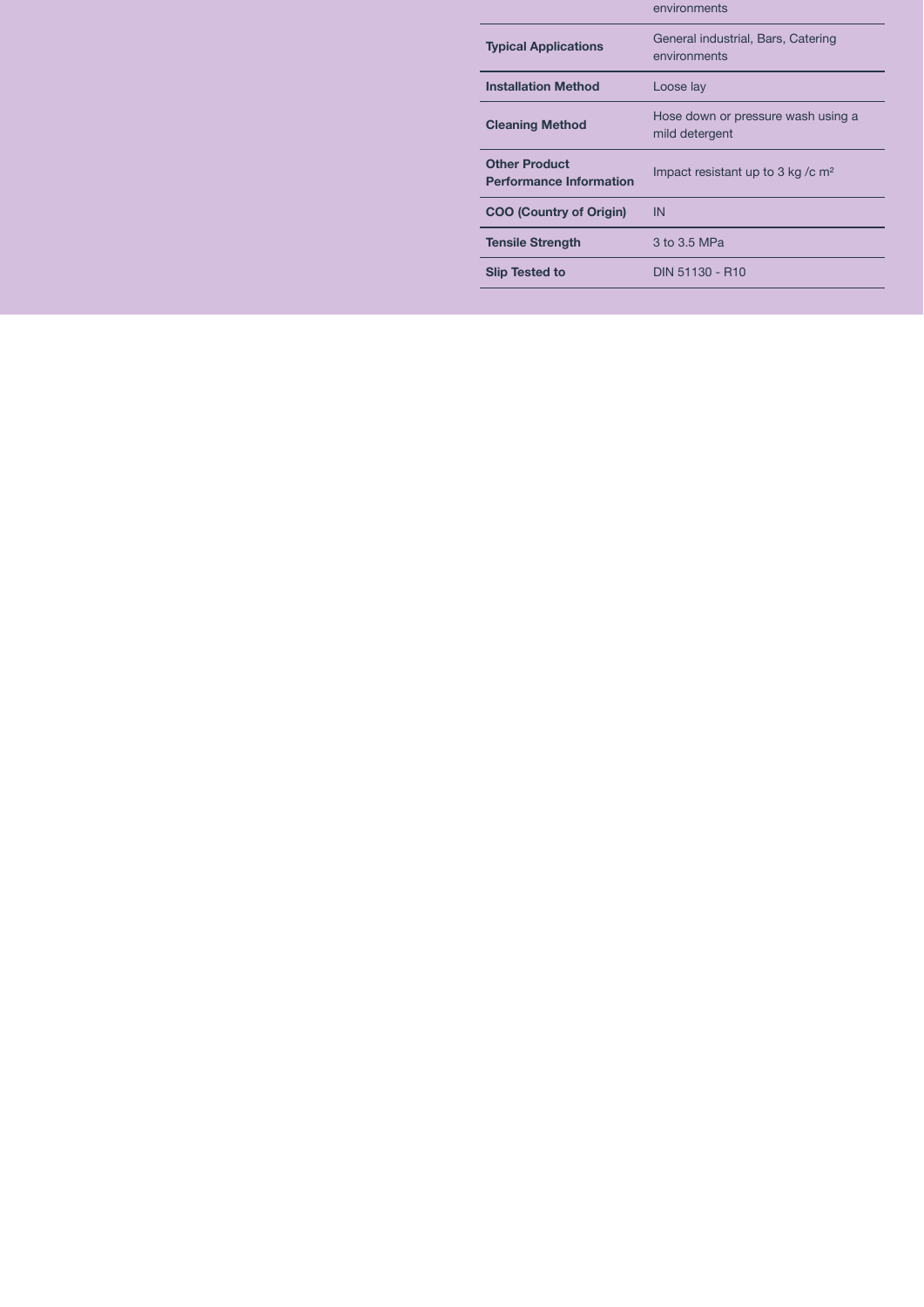| | |
|---|---|
| | environments |
| **Typical Applications** | General industrial, Bars, Catering environments |
| **Installation Method** | Loose lay |
| **Cleaning Method** | Hose down or pressure wash using a mild detergent |
| **Other Product Performance Information** | Impact resistant up to 3 kg /c $m^2$ |
| **COO (Country of Origin)** | IN |
| **Tensile Strength** | 3 to 3.5 MPa |
| **Slip Tested to** | DIN 51130 - R10 |